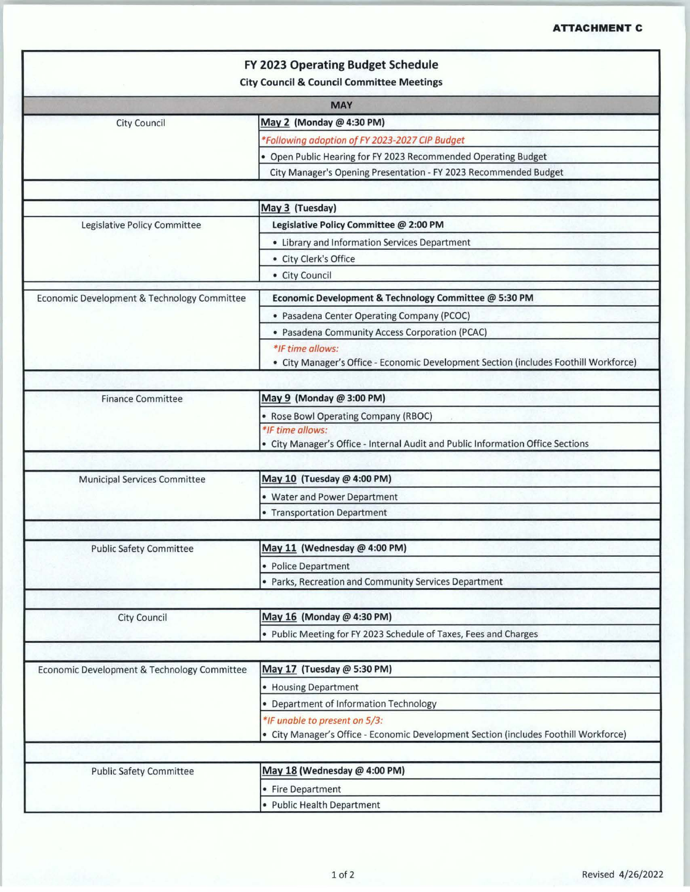**ATTACHMENT C**

# FY 2023 Operating Budget Schedule

## City Council & Council Committee Meetings

| MAY | |
|---|---|
| City Council | **May 2 (Monday @ 4:30 PM)** |
| | *\*Following adoption of FY 2023-2027 CIP Budget* |
| | • Open Public Hearing for FY 2023 Recommended Operating Budget |
| | City Manager's Opening Presentation - FY 2023 Recommended Budget |
| | |
| | **May 3 (Tuesday)** |
| Legislative Policy Committee | **Legislative Policy Committee @ 2:00 PM** |
| | • Library and Information Services Department |
| | • City Clerk's Office |
| | • City Council |
| Economic Development & Technology Committee | **Economic Development & Technology Committee @ 5:30 PM** |
| | • Pasadena Center Operating Company (PCOC) |
| | • Pasadena Community Access Corporation (PCAC) |
| | *\*IF time allows:* |
| | • City Manager's Office - Economic Development Section (includes Foothill Workforce) |
| | |
| Finance Committee | **May 9 (Monday @ 3:00 PM)** |
| | • Rose Bowl Operating Company (RBOC) |
| | *\*IF time allows:* |
| | • City Manager's Office - Internal Audit and Public Information Office Sections |
| | |
| Municipal Services Committee | **May 10 (Tuesday @ 4:00 PM)** |
| | • Water and Power Department |
| | • Transportation Department |
| | |
| Public Safety Committee | **May 11 (Wednesday @ 4:00 PM)** |
| | • Police Department |
| | • Parks, Recreation and Community Services Department |
| | |
| City Council | **May 16 (Monday @ 4:30 PM)** |
| | • Public Meeting for FY 2023 Schedule of Taxes, Fees and Charges |
| | |
| Economic Development & Technology Committee | **May 17 (Tuesday @ 5:30 PM)** |
| | • Housing Department |
| | • Department of Information Technology |
| | *\*IF unable to present on 5/3:* |
| | • City Manager's Office - Economic Development Section (includes Foothill Workforce) |
| | |
| Public Safety Committee | **May 18 (Wednesday @ 4:00 PM)** |
| | • Fire Department |
| | • Public Health Department |

Revised 4/26/2022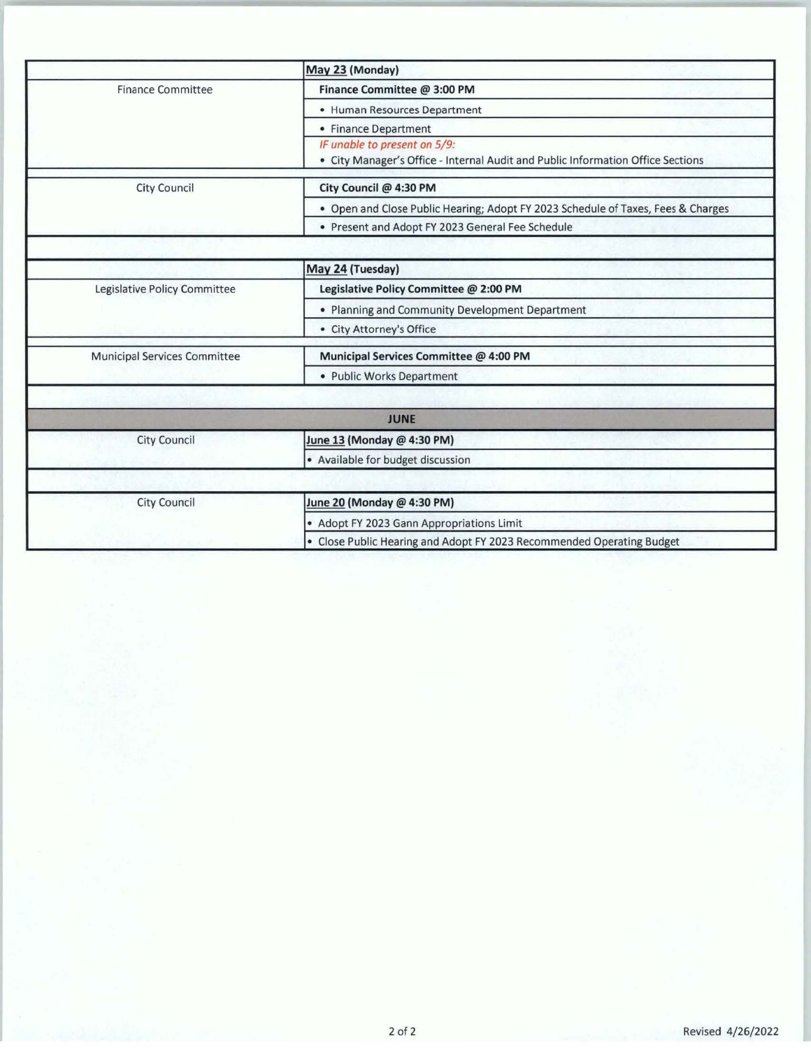| | |
|---|---|
| | **May 23 (Monday)** |
| Finance Committee | **Finance Committee @ 3:00 PM** |
| | • Human Resources Department |
| | • Finance Department |
| | *IF unable to present on 5/9:* • City Manager's Office - Internal Audit and Public Information Office Sections |
| | |
| City Council | **City Council @ 4:30 PM** |
| | • Open and Close Public Hearing; Adopt FY 2023 Schedule of Taxes, Fees & Charges |
| | • Present and Adopt FY 2023 General Fee Schedule |
| | |
| | **May 24 (Tuesday)** |
| Legislative Policy Committee | **Legislative Policy Committee @ 2:00 PM** |
| | • Planning and Community Development Department |
| | • City Attorney's Office |
| | |
| Municipal Services Committee | **Municipal Services Committee @ 4:00 PM** |
| | • Public Works Department |
| | |
| **JUNE** | |
| City Council | **June 13 (Monday @ 4:30 PM)** |
| | • Available for budget discussion |
| | |
| City Council | **June 20 (Monday @ 4:30 PM)** |
| | • Adopt FY 2023 Gann Appropriations Limit |
| | • Close Public Hearing and Adopt FY 2023 Recommended Operating Budget |

Revised 4/26/2022